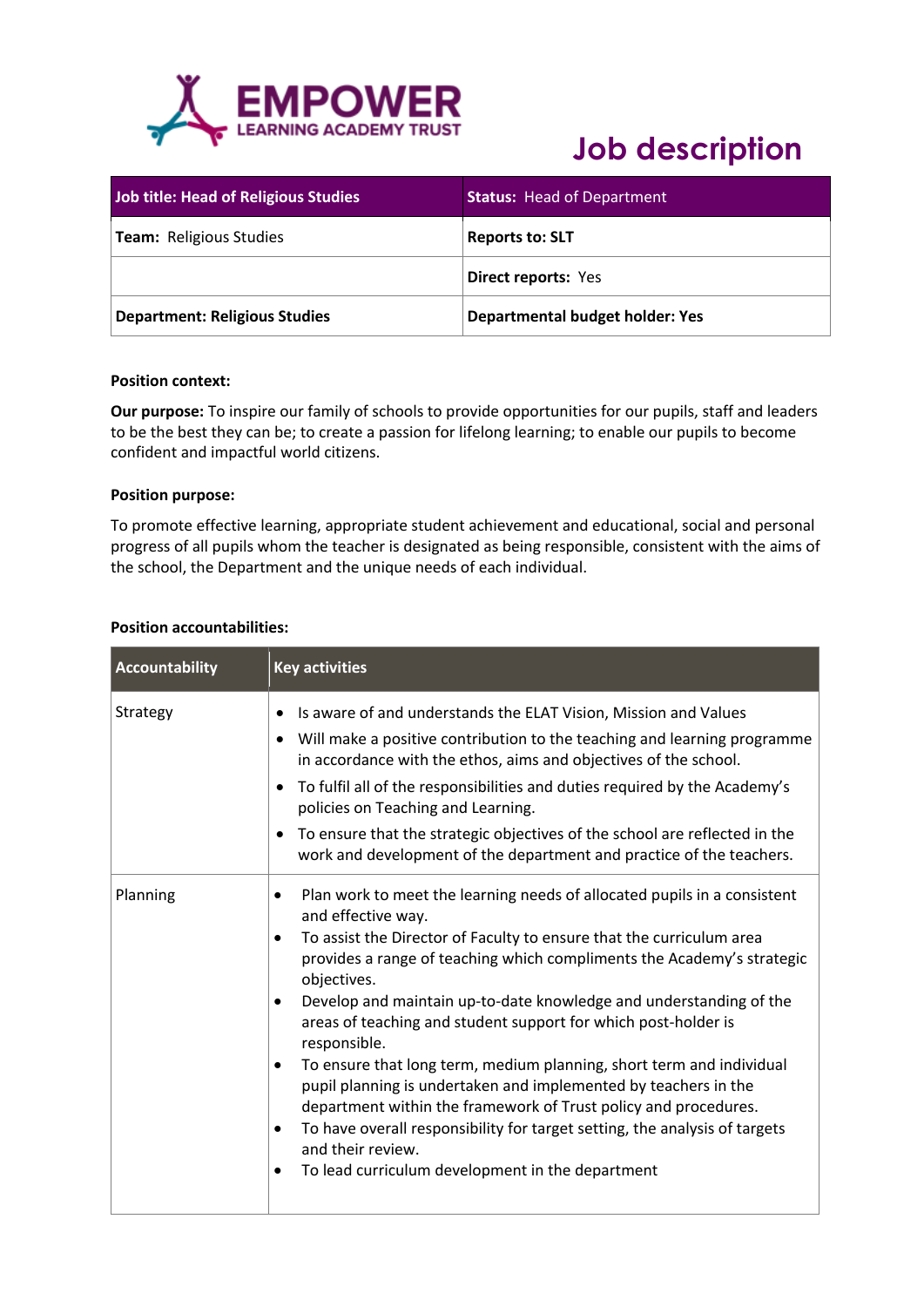EMPOWER LEARNING ACADEMY TRUST

# Job description

| Job title: Head of Religious Studies | Status: Head of Department |
|---|---|
| **Team:** Religious Studies | **Reports to: SLT** |
| | **Direct reports:** Yes |
| **Department: Religious Studies** | **Departmental budget holder: Yes** |

**Position context:**

**Our purpose:** To inspire our family of schools to provide opportunities for our pupils, staff and leaders to be the best they can be; to create a passion for lifelong learning; to enable our pupils to become confident and impactful world citizens.

**Position purpose:**

To promote effective learning, appropriate student achievement and educational, social and personal progress of all pupils whom the teacher is designated as being responsible, consistent with the aims of the school, the Department and the unique needs of each individual.

**Position accountabilities:**

| Accountability | Key activities |
|---|---|
| Strategy | • Is aware of and understands the ELAT Vision, Mission and Values<br>• Will make a positive contribution to the teaching and learning programme in accordance with the ethos, aims and objectives of the school.<br>• To fulfil all of the responsibilities and duties required by the Academy's policies on Teaching and Learning.<br>• To ensure that the strategic objectives of the school are reflected in the work and development of the department and practice of the teachers. |
| Planning | • Plan work to meet the learning needs of allocated pupils in a consistent and effective way.<br>• To assist the Director of Faculty to ensure that the curriculum area provides a range of teaching which compliments the Academy's strategic objectives.<br>• Develop and maintain up-to-date knowledge and understanding of the areas of teaching and student support for which post-holder is responsible.<br>• To ensure that long term, medium planning, short term and individual pupil planning is undertaken and implemented by teachers in the department within the framework of Trust policy and procedures.<br>• To have overall responsibility for target setting, the analysis of targets and their review.<br>• To lead curriculum development in the department |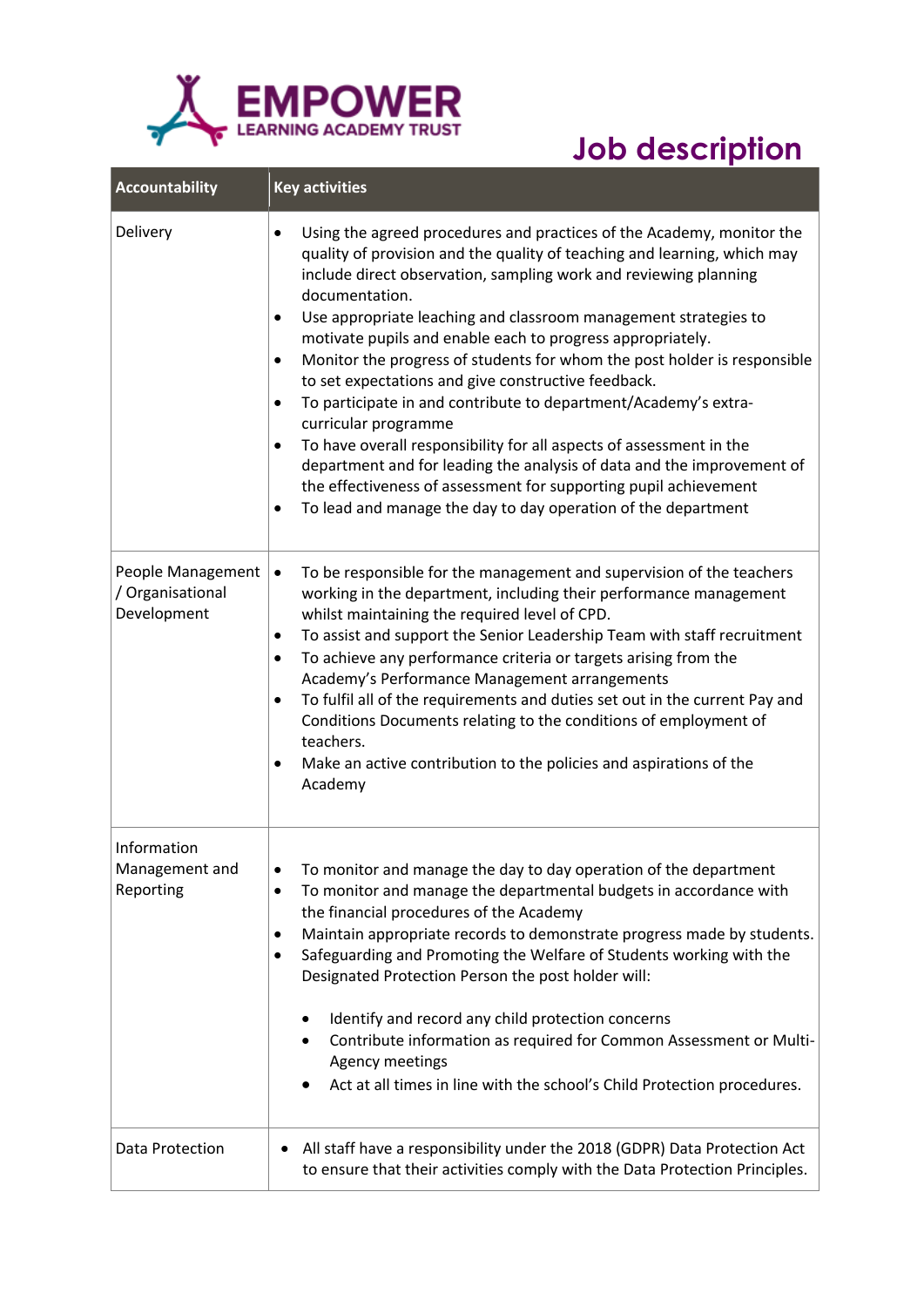# Job description

| Accountability | Key activities |
|---|---|
| Delivery | • Using the agreed procedures and practices of the Academy, monitor the quality of provision and the quality of teaching and learning, which may include direct observation, sampling work and reviewing planning documentation.<br>• Use appropriate leaching and classroom management strategies to motivate pupils and enable each to progress appropriately.<br>• Monitor the progress of students for whom the post holder is responsible to set expectations and give constructive feedback.<br>• To participate in and contribute to department/Academy's extra-curricular programme<br>• To have overall responsibility for all aspects of assessment in the department and for leading the analysis of data and the improvement of the effectiveness of assessment for supporting pupil achievement<br>• To lead and manage the day to day operation of the department |
| People Management / Organisational Development | • To be responsible for the management and supervision of the teachers working in the department, including their performance management whilst maintaining the required level of CPD.<br>• To assist and support the Senior Leadership Team with staff recruitment<br>• To achieve any performance criteria or targets arising from the Academy's Performance Management arrangements<br>• To fulfil all of the requirements and duties set out in the current Pay and Conditions Documents relating to the conditions of employment of teachers.<br>• Make an active contribution to the policies and aspirations of the Academy |
| Information Management and Reporting | • To monitor and manage the day to day operation of the department<br>• To monitor and manage the departmental budgets in accordance with the financial procedures of the Academy<br>• Maintain appropriate records to demonstrate progress made by students.<br>• Safeguarding and Promoting the Welfare of Students working with the Designated Protection Person the post holder will:<br>&nbsp;&nbsp;&nbsp;&nbsp;◦ Identify and record any child protection concerns<br>&nbsp;&nbsp;&nbsp;&nbsp;◦ Contribute information as required for Common Assessment or Multi-Agency meetings<br>&nbsp;&nbsp;&nbsp;&nbsp;◦ Act at all times in line with the school's Child Protection procedures. |
| Data Protection | • All staff have a responsibility under the 2018 (GDPR) Data Protection Act to ensure that their activities comply with the Data Protection Principles. |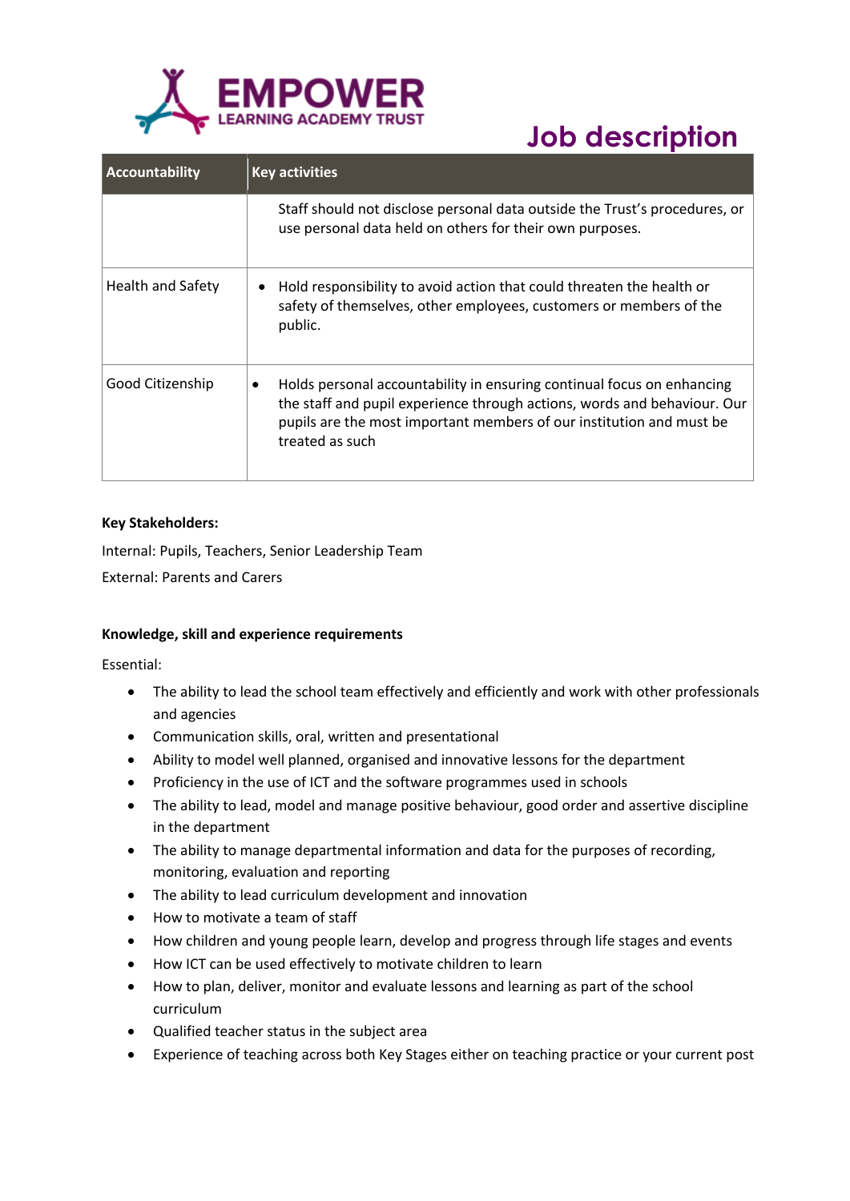| Accountability | Key activities |
|---|---|
| | Staff should not disclose personal data outside the Trust's procedures, or use personal data held on others for their own purposes. |
| Health and Safety | • Hold responsibility to avoid action that could threaten the health or safety of themselves, other employees, customers or members of the public. |
| Good Citizenship | • Holds personal accountability in ensuring continual focus on enhancing the staff and pupil experience through actions, words and behaviour. Our pupils are the most important members of our institution and must be treated as such |

**Key Stakeholders:**

Internal: Pupils, Teachers, Senior Leadership Team

External: Parents and Carers

**Knowledge, skill and experience requirements**

Essential:

- The ability to lead the school team effectively and efficiently and work with other professionals and agencies
- Communication skills, oral, written and presentational
- Ability to model well planned, organised and innovative lessons for the department
- Proficiency in the use of ICT and the software programmes used in schools
- The ability to lead, model and manage positive behaviour, good order and assertive discipline in the department
- The ability to manage departmental information and data for the purposes of recording, monitoring, evaluation and reporting
- The ability to lead curriculum development and innovation
- How to motivate a team of staff
- How children and young people learn, develop and progress through life stages and events
- How ICT can be used effectively to motivate children to learn
- How to plan, deliver, monitor and evaluate lessons and learning as part of the school curriculum
- Qualified teacher status in the subject area
- Experience of teaching across both Key Stages either on teaching practice or your current post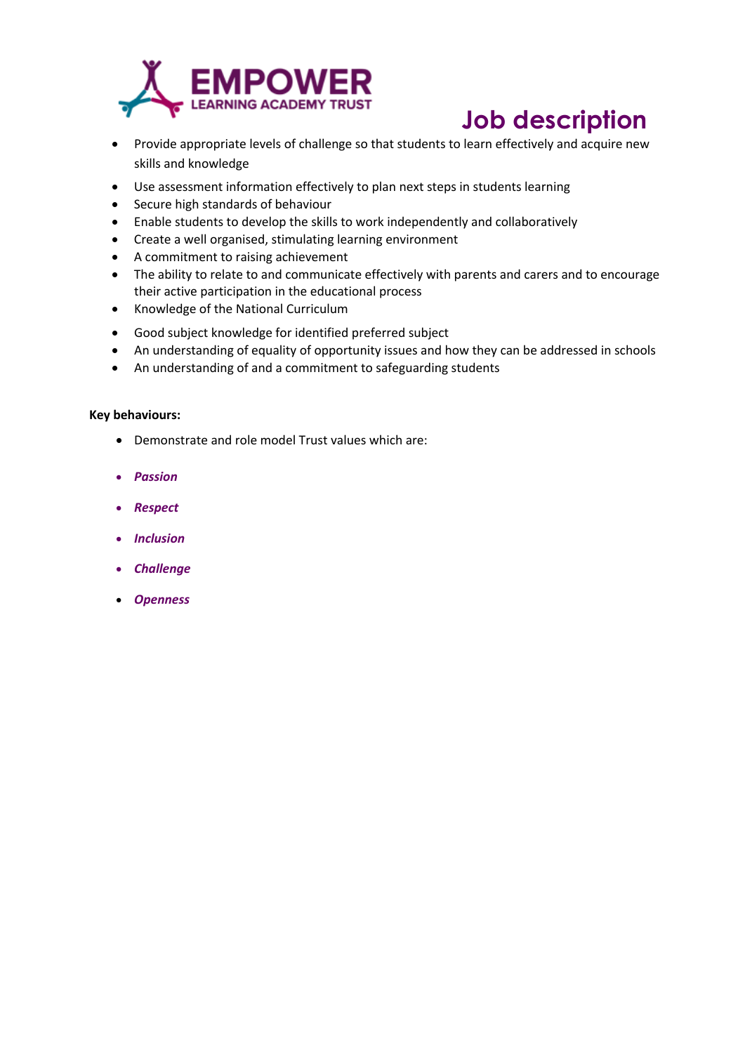# Job description

- Provide appropriate levels of challenge so that students to learn effectively and acquire new skills and knowledge
- Use assessment information effectively to plan next steps in students learning
- Secure high standards of behaviour
- Enable students to develop the skills to work independently and collaboratively
- Create a well organised, stimulating learning environment
- A commitment to raising achievement
- The ability to relate to and communicate effectively with parents and carers and to encourage their active participation in the educational process
- Knowledge of the National Curriculum
- Good subject knowledge for identified preferred subject
- An understanding of equality of opportunity issues and how they can be addressed in schools
- An understanding of and a commitment to safeguarding students

**Key behaviours:**

- Demonstrate and role model Trust values which are:

- ***Passion***
- ***Respect***
- ***Inclusion***
- ***Challenge***
- ***Openness***